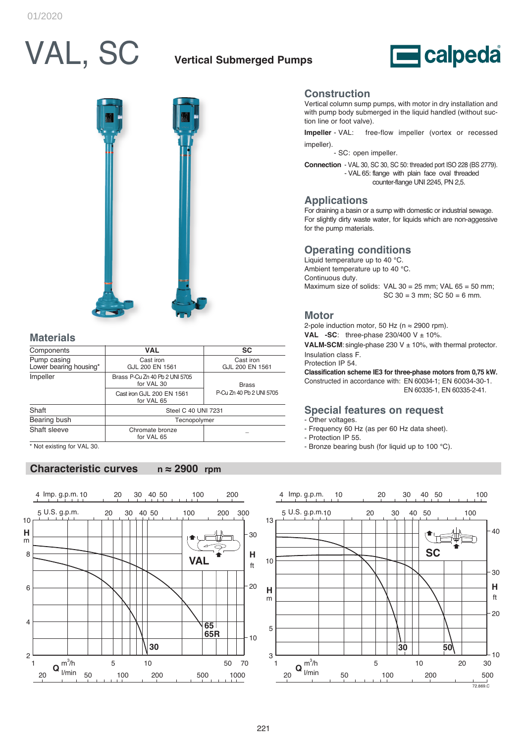# VAL, SC

**Vertical Submerged Pumps**

## Construction

Vertical column sump pumps, with motor in dry installation and with pump body submerged in the liquid handled (without suction line or foot valve).

**Impeller** - VAL: free-flow impeller (vortex or recessed impeller).
- SC: open impeller.

**Connection** - VAL 30, SC 30, SC 50: threaded port ISO 228 (BS 2779).
- VAL 65: flange with plain face oval threaded counter-flange UNI 2245, PN 2,5.

## Applications

For draining a basin or a sump with domestic or industrial sewage.
For slightly dirty waste water, for liquids which are non-aggessive for the pump materials.

## Operating conditions

Liquid temperature up to 40 °C.
Ambient temperature up to 40 °C.
Continuous duty.
Maximum size of solids: VAL 30 = 25 mm; VAL 65 = 50 mm; SC 30 = 3 mm; SC 50 = 6 mm.

## Motor

2-pole induction motor, 50 Hz (n ≈ 2900 rpm).
**VAL -SC**: three-phase 230/400 V ± 10%.
**VALM-SCM**: single-phase 230 V ± 10%, with thermal protector.
Insulation class F.
Protection IP 54.
**Classification scheme IE3 for three-phase motors from 0,75 kW.**
Constructed in accordance with: EN 60034-1; EN 60034-30-1. EN 60335-1, EN 60335-2-41.

## Special features on request

- Other voltages.
- Frequency 60 Hz (as per 60 Hz data sheet).
- Protection IP 55.
- Bronze bearing bush (for liquid up to 100 °C).

## Materials

| Components | VAL | SC |
|---|---|---|
| Pump casing<br>Lower bearing housing* | Cast iron<br>GJL 200 EN 1561 | Cast iron<br>GJL 200 EN 1561 |
| Impeller | Brass P-Cu Zn 40 Pb 2 UNI 5705<br>for VAL 30 | Brass<br>P-Cu Zn 40 Pb 2 UNI 5705 |
| | Cast iron GJL 200 EN 1561<br>for VAL 65 | |
| Shaft | Steel C 40 UNI 7231 | |
| Bearing bush | Tecnopolymer | |
| Shaft sleeve | Chromate bronze<br>for VAL 65 | – |

\* Not existing for VAL 30.

## Characteristic curves n ≈ 2900 rpm

VAL: H (m, ft) vs Q (m³/h, l/min, Imp. g.p.m., U.S. g.p.m.) — curves 30, 65, 65R

SC: H (m, ft) vs Q (m³/h, l/min, Imp. g.p.m., U.S. g.p.m.) — curves 30, 50

72.869.C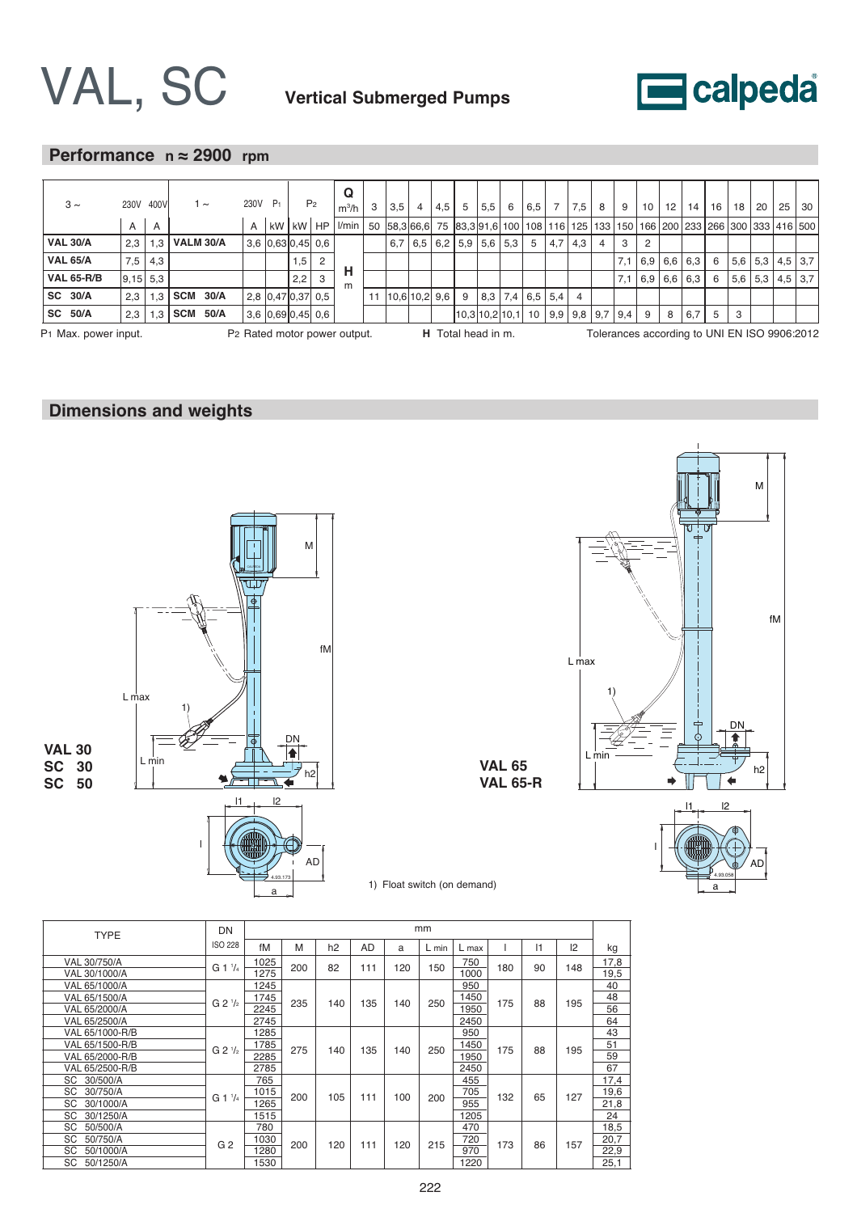# VAL, SC

**Vertical Submerged Pumps**

## Performance n ≈ 2900 rpm

| 3 ~ | 230V | 400V | 1 ~ | 230V | $P_1$ | $P_2$ | | Q m³/h | 3 | 3,5 | 4 | 4,5 | 5 | 5,5 | 6 | 6,5 | 7 | 7,5 | 8 | 9 | 10 | 12 | 14 | 16 | 18 | 20 | 25 | 30 |
|---|---|---|---|---|---|---|---|---|---|---|---|---|---|---|---|---|---|---|---|---|---|---|---|---|---|---|---|---|
| | A | A | | A | kW | kW | HP | l/min | 50 | 58,3 | 66,6 | 75 | 83,3 | 91,6 | 100 | 108 | 116 | 125 | 133 | 150 | 166 | 200 | 233 | 266 | 300 | 333 | 416 | 500 |
| **VAL 30/A** | 2,3 | 1,3 | **VALM 30/A** | 3,6 | 0,63 | 0,45 | 0,6 | **H** m | | 6,7 | 6,5 | 6,2 | 5,9 | 5,6 | 5,3 | 5 | 4,7 | 4,3 | 4 | 3 | 2 | | | | | | | |
| **VAL 65/A** | 7,5 | 4,3 | | | | 1,5 | 2 | | | | | | | | | | | | | 7,1 | 6,9 | 6,6 | 6,3 | 6 | 5,6 | 5,3 | 4,5 | 3,7 |
| **VAL 65-R/B** | 9,15 | 5,3 | | | | 2,2 | 3 | | | | | | | | | | | | | 7,1 | 6,9 | 6,6 | 6,3 | 6 | 5,6 | 5,3 | 4,5 | 3,7 |
| **SC 30/A** | 2,3 | 1,3 | **SCM 30/A** | 2,8 | 0,47 | 0,37 | 0,5 | | 11 | 10,6 | 10,2 | 9,6 | 9 | 8,3 | 7,4 | 6,5 | 5,4 | 4 | | | | | | | | | | |
| **SC 50/A** | 2,3 | 1,3 | **SCM 50/A** | 3,6 | 0,69 | 0,45 | 0,6 | | | | | | 10,3 | 10,2 | 10,1 | 10 | 9,9 | 9,8 | 9,7 | 9,4 | 9 | 8 | 6,7 | 5 | 3 | | | |

$P_1$ Max. power input. $P_2$ Rated motor power output. **H** Total head in m. Tolerances according to UNI EN ISO 9906:2012

## Dimensions and weights

**VAL 30**
**SC 30**
**SC 50**

**VAL 65**
**VAL 65-R**

1) Float switch (on demand)

| TYPE | DN ISO 228 | fM | M | h2 | AD | a | L min | L max | l | l1 | l2 | kg |
|---|---|---|---|---|---|---|---|---|---|---|---|---|
| VAL 30/750/A | G 1 ¹/₄ | 1025 | 200 | 82 | 111 | 120 | 150 | 750 | 180 | 90 | 148 | 17,8 |
| VAL 30/1000/A | | 1275 | | | | | | 1000 | | | | 19,5 |
| VAL 65/1000/A | G 2 ¹/₂ | 1245 | 235 | 140 | 135 | 140 | 250 | 950 | 175 | 88 | 195 | 40 |
| VAL 65/1500/A | | 1745 | | | | | | 1450 | | | | 48 |
| VAL 65/2000/A | | 2245 | | | | | | 1950 | | | | 56 |
| VAL 65/2500/A | | 2745 | | | | | | 2450 | | | | 64 |
| VAL 65/1000-R/B | G 2 ¹/₂ | 1285 | 275 | 140 | 135 | 140 | 250 | 950 | 175 | 88 | 195 | 43 |
| VAL 65/1500-R/B | | 1785 | | | | | | 1450 | | | | 51 |
| VAL 65/2000-R/B | | 2285 | | | | | | 1950 | | | | 59 |
| VAL 65/2500-R/B | | 2785 | | | | | | 2450 | | | | 67 |
| SC 30/500/A | G 1 ¹/₄ | 765 | 200 | 105 | 111 | 100 | 200 | 455 | 132 | 65 | 127 | 17,4 |
| SC 30/750/A | | 1015 | | | | | | 705 | | | | 19,6 |
| SC 30/1000/A | | 1265 | | | | | | 955 | | | | 21,8 |
| SC 30/1250/A | | 1515 | | | | | | 1205 | | | | 24 |
| SC 50/500/A | G 2 | 780 | 200 | 120 | 111 | 120 | 215 | 470 | 173 | 86 | 157 | 18,5 |
| SC 50/750/A | | 1030 | | | | | | 720 | | | | 20,7 |
| SC 50/1000/A | | 1280 | | | | | | 970 | | | | 22,9 |
| SC 50/1250/A | | 1530 | | | | | | 1220 | | | | 25,1 |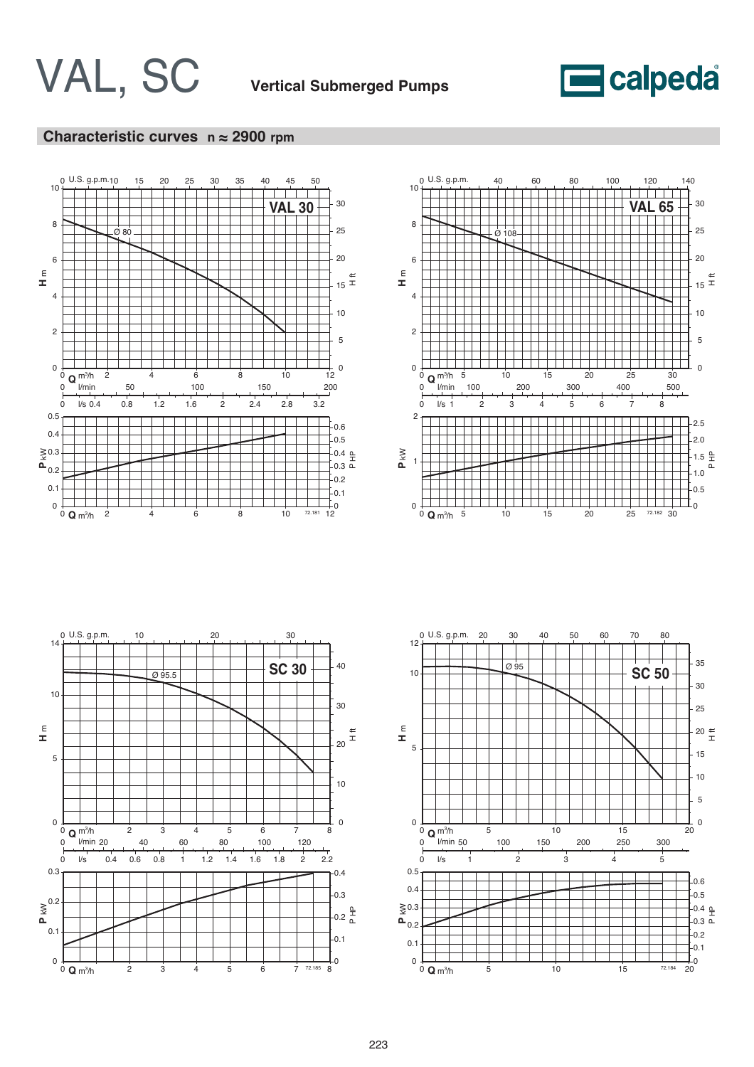# VAL, SC

**Vertical Submerged Pumps**

calpeda

## Characteristic curves n ≈ 2900 rpm

### VAL 30

Ø 80

H m: 0, 2, 4, 6, 8, 10

H ft: 0, 5, 10, 15, 20, 25, 30

U.S. g.p.m.: 0, 10, 15, 20, 25, 30, 35, 40, 45, 50

Q m³/h: 0, 2, 4, 6, 8, 10, 12

l/min: 0, 50, 100, 150, 200

l/s: 0, 0.4, 0.8, 1.2, 1.6, 2, 2.4, 2.8, 3.2

P kW: 0, 0.1, 0.2, 0.3, 0.4, 0.5

P HP: 0, 0.1, 0.2, 0.3, 0.4, 0.5, 0.6

72.181

### VAL 65

Ø 108

H m: 0, 2, 4, 6, 8, 10

H ft: 0, 5, 10, 15, 20, 25, 30

U.S. g.p.m.: 0, 40, 60, 80, 100, 120, 140

Q m³/h: 0, 5, 10, 15, 20, 25, 30

l/min: 0, 100, 200, 300, 400, 500

l/s: 0, 1, 2, 3, 4, 5, 6, 7, 8

P kW: 0, 1, 2

P HP: 0, 0.5, 1.0, 1.5, 2.0, 2.5

72.182

### SC 30

Ø 95.5

H m: 0, 5, 10, 14

H ft: 0, 10, 20, 30, 40

U.S. g.p.m.: 0, 10, 20, 30

Q m³/h: 0, 2, 3, 4, 5, 6, 7, 8

l/min: 0, 20, 40, 60, 80, 100, 120

l/s: 0, 0.4, 0.6, 0.8, 1, 1.2, 1.4, 1.6, 1.8, 2, 2.2

P kW: 0, 0.1, 0.2, 0.3

P HP: 0, 0.1, 0.2, 0.3, 0.4

72.185

### SC 50

Ø 95

H m: 0, 5, 10, 12

H ft: 0, 5, 10, 15, 20, 25, 30, 35

U.S. g.p.m.: 0, 20, 30, 40, 50, 60, 70, 80

Q m³/h: 0, 5, 10, 15, 20

l/min: 0, 50, 100, 150, 200, 250, 300

l/s: 0, 1, 2, 3, 4, 5

P kW: 0, 0.1, 0.2, 0.3, 0.4, 0.5

P HP: 0, 0.1, 0.2, 0.3, 0.4, 0.5, 0.6

72.184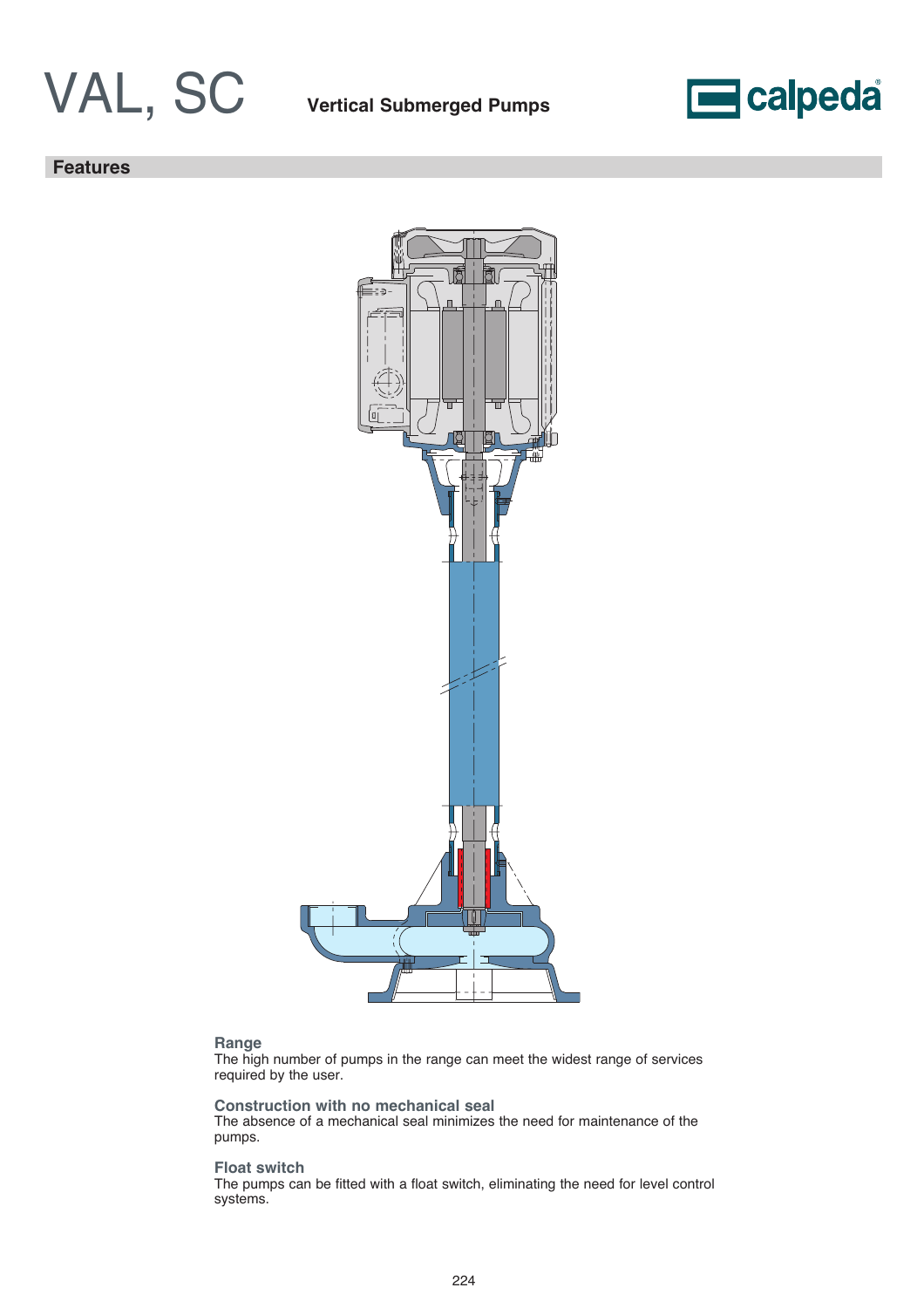# VAL, SC

**Vertical Submerged Pumps**

calpeda

## Features

### Range
The high number of pumps in the range can meet the widest range of services required by the user.

### Construction with no mechanical seal
The absence of a mechanical seal minimizes the need for maintenance of the pumps.

### Float switch
The pumps can be fitted with a float switch, eliminating the need for level control systems.